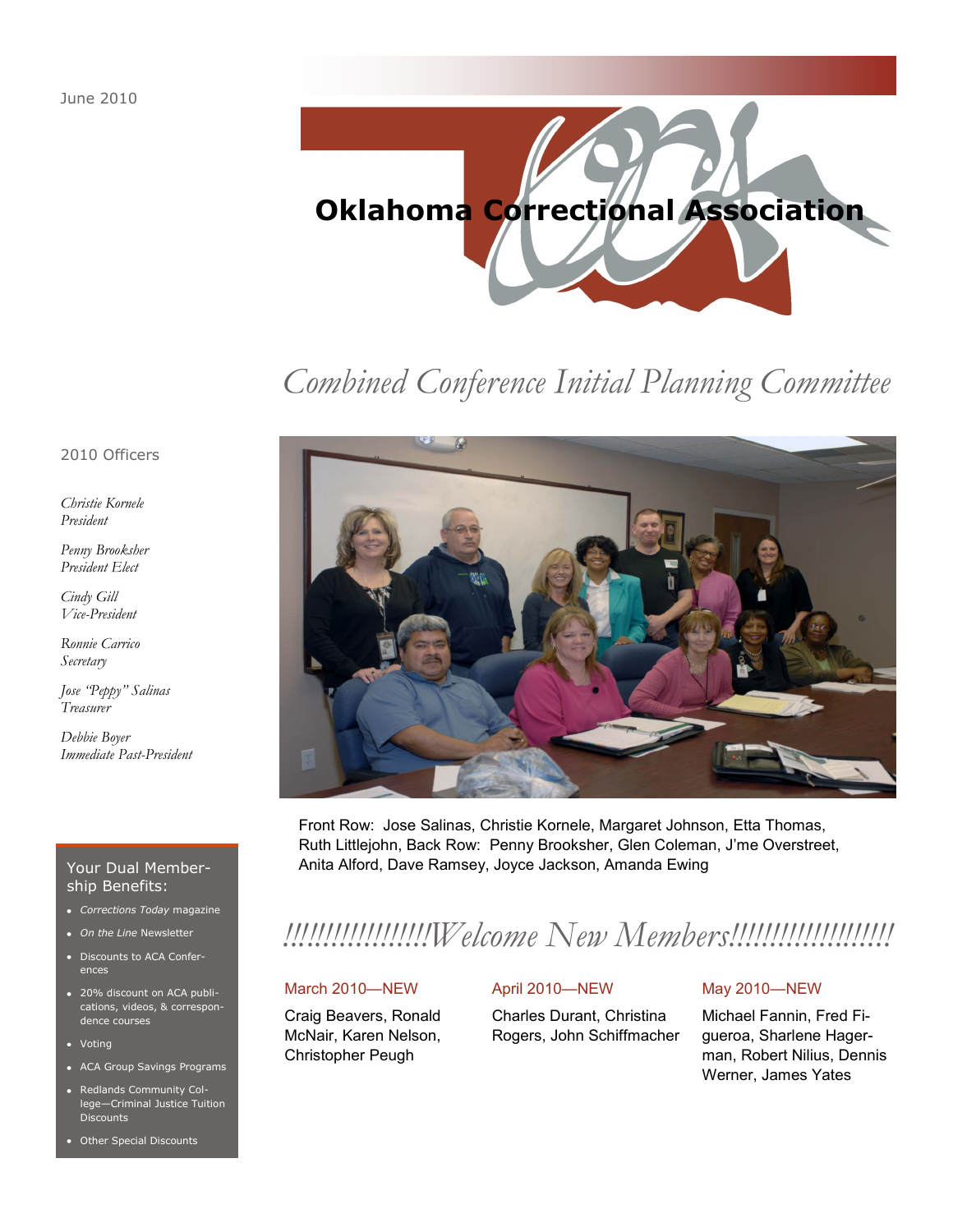June 2010

# Oklahoma Correctional Association

## *Combined Conference Initial Planning Committee*

Front Row: Jose Salinas, Christie Kornele, Margaret Johnson, Etta Thomas, Ruth Littlejohn, Back Row: Penny Brooksher, Glen Coleman, J'me Overstreet, Anita Alford, Dave Ramsey, Joyce Jackson, Amanda Ewing

## *!!!!!!!!!!!!!!!!!!Welcome New Members!!!!!!!!!!!!!!!!!!!*

**March 2010—NEW**

Craig Beavers, Ronald McNair, Karen Nelson, Christopher Peugh

**April 2010—NEW**

Charles Durant, Christina Rogers, John Schiffmacher

**May 2010—NEW**

Michael Fannin, Fred Figueroa, Sharlene Hagerman, Robert Nilius, Dennis Werner, James Yates

### 2010 Officers

*Christie Kornele*
*President*

*Penny Brooksher*
*President Elect*

*Cindy Gill*
*Vice-President*

*Ronnie Carrico*
*Secretary*

*Jose "Peppy" Salinas*
*Treasurer*

*Debbie Boyer*
*Immediate Past-President*

### Your Dual Membership Benefits:

- *Corrections Today* magazine
- *On the Line* Newsletter
- Discounts to ACA Conferences
- 20% discount on ACA publications, videos, & correspondence courses
- Voting
- ACA Group Savings Programs
- Redlands Community College—Criminal Justice Tuition Discounts
- Other Special Discounts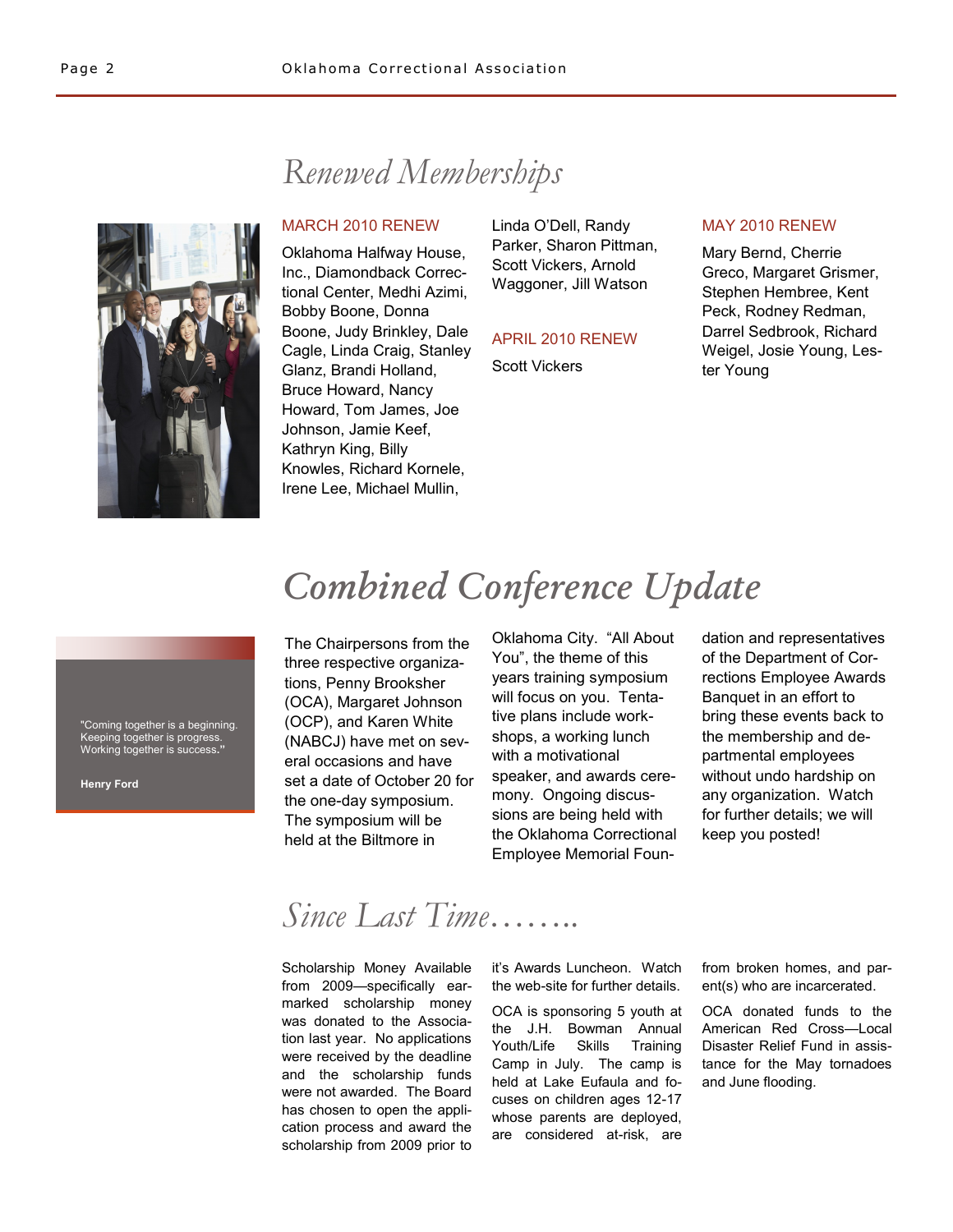# Renewed Memberships

MARCH 2010 RENEW

Oklahoma Halfway House, Inc., Diamondback Correctional Center, Medhi Azimi, Bobby Boone, Donna Boone, Judy Brinkley, Dale Cagle, Linda Craig, Stanley Glanz, Brandi Holland, Bruce Howard, Nancy Howard, Tom James, Joe Johnson, Jamie Keef, Kathryn King, Billy Knowles, Richard Kornele, Irene Lee, Michael Mullin, Linda O'Dell, Randy Parker, Sharon Pittman, Scott Vickers, Arnold Waggoner, Jill Watson

APRIL 2010 RENEW

Scott Vickers

MAY 2010 RENEW

Mary Bernd, Cherrie Greco, Margaret Grismer, Stephen Hembree, Kent Peck, Rodney Redman, Darrel Sedbrook, Richard Weigel, Josie Young, Lester Young

# Combined Conference Update

> "Coming together is a beginning. Keeping together is progress. Working together is success."
>
> **Henry Ford**

The Chairpersons from the three respective organizations, Penny Brooksher (OCA), Margaret Johnson (OCP), and Karen White (NABCJ) have met on several occasions and have set a date of October 20 for the one-day symposium. The symposium will be held at the Biltmore in Oklahoma City. "All About You", the theme of this years training symposium will focus on you. Tentative plans include workshops, a working lunch with a motivational speaker, and awards ceremony. Ongoing discussions are being held with the Oklahoma Correctional Employee Memorial Foundation and representatives of the Department of Corrections Employee Awards Banquet in an effort to bring these events back to the membership and departmental employees without undo hardship on any organization. Watch for further details; we will keep you posted!

# Since Last Time……..

Scholarship Money Available from 2009—specifically earmarked scholarship money was donated to the Association last year. No applications were received by the deadline and the scholarship funds were not awarded. The Board has chosen to open the application process and award the scholarship from 2009 prior to it's Awards Luncheon. Watch the web-site for further details.

OCA is sponsoring 5 youth at the J.H. Bowman Annual Youth/Life Skills Training Camp in July. The camp is held at Lake Eufaula and focuses on children ages 12-17 whose parents are deployed, are considered at-risk, are from broken homes, and parent(s) who are incarcerated.

OCA donated funds to the American Red Cross—Local Disaster Relief Fund in assistance for the May tornadoes and June flooding.